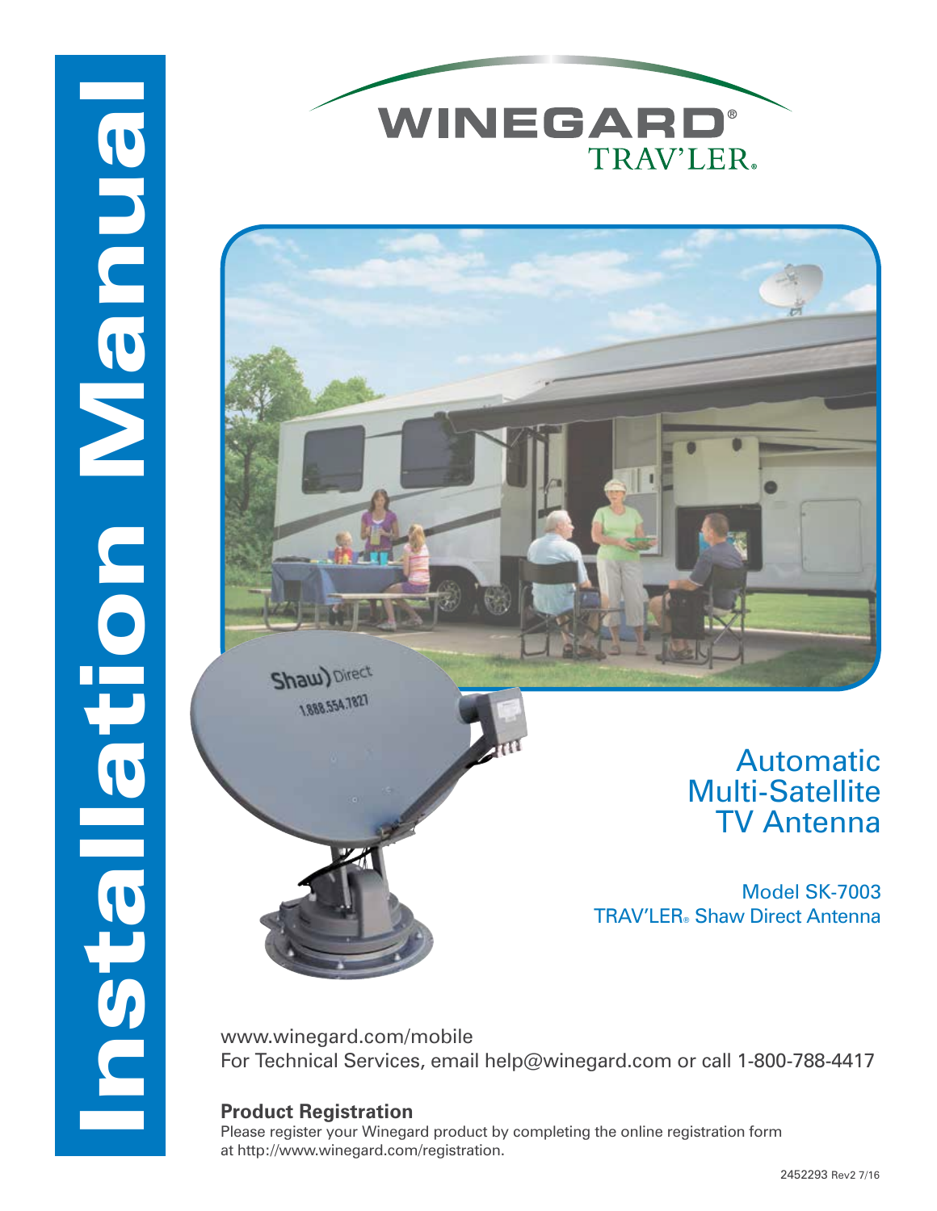# Installation Manual

WINEGARD®
TRAV'LER®

## Automatic Multi-Satellite TV Antenna

Model SK-7003
TRAV'LER® Shaw Direct Antenna

www.winegard.com/mobile
For Technical Services, email help@winegard.com or call 1-800-788-4417

**Product Registration**
Please register your Winegard product by completing the online registration form at http://www.winegard.com/registration.

2452293 Rev2 7/16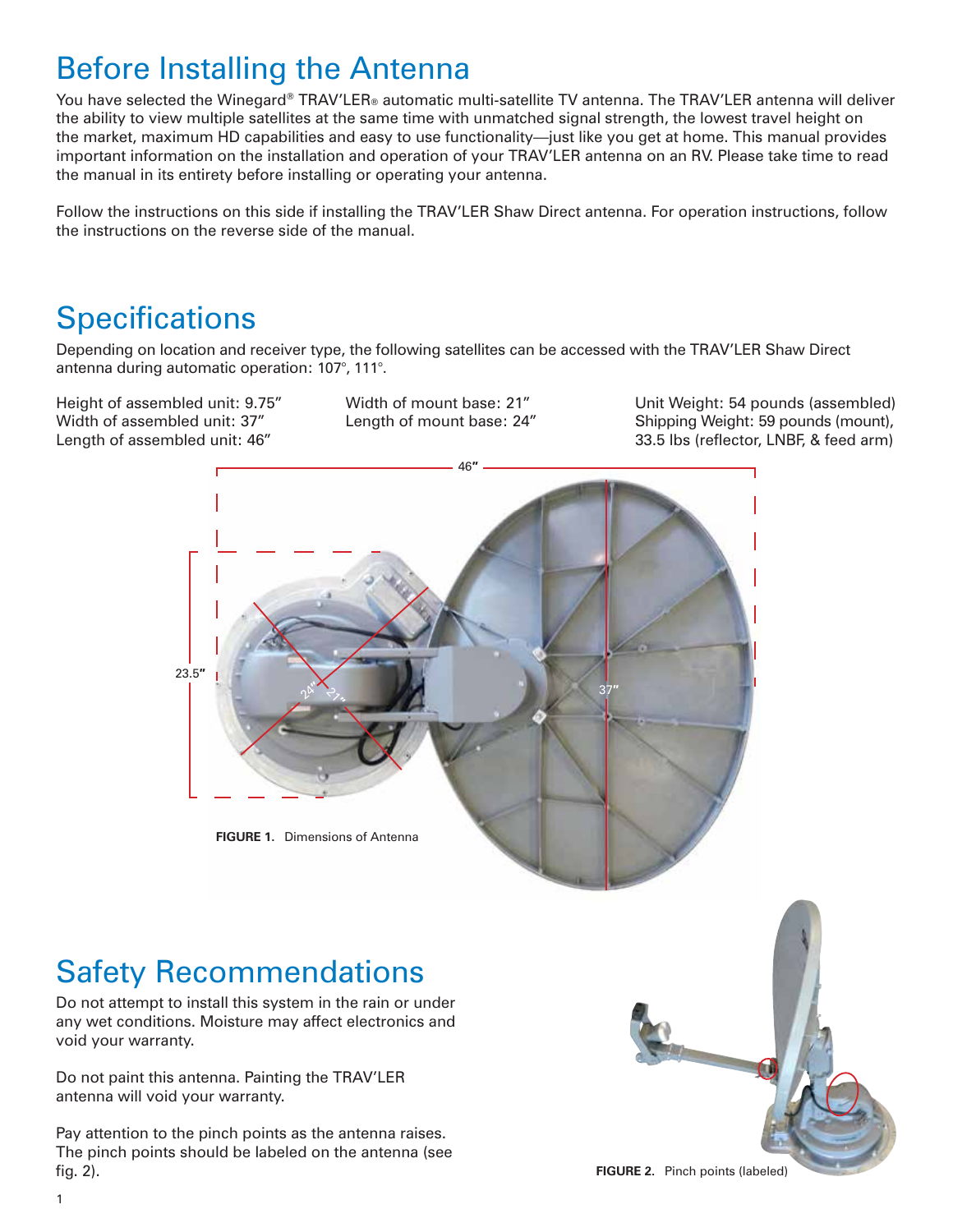# Before Installing the Antenna

You have selected the Winegard® TRAV'LER® automatic multi-satellite TV antenna. The TRAV'LER antenna will deliver the ability to view multiple satellites at the same time with unmatched signal strength, the lowest travel height on the market, maximum HD capabilities and easy to use functionality—just like you get at home. This manual provides important information on the installation and operation of your TRAV'LER antenna on an RV. Please take time to read the manual in its entirety before installing or operating your antenna.

Follow the instructions on this side if installing the TRAV'LER Shaw Direct antenna. For operation instructions, follow the instructions on the reverse side of the manual.

# Specifications

Depending on location and receiver type, the following satellites can be accessed with the TRAV'LER Shaw Direct antenna during automatic operation: 107°, 111°.

Height of assembled unit: 9.75"
Width of assembled unit: 37"
Length of assembled unit: 46"

Width of mount base: 21"
Length of mount base: 24"

Unit Weight: 54 pounds (assembled)
Shipping Weight: 59 pounds (mount), 33.5 lbs (reflector, LNBF, & feed arm)

46"
23.5"
24"
21"
37"

**FIGURE 1.** Dimensions of Antenna

# Safety Recommendations

Do not attempt to install this system in the rain or under any wet conditions. Moisture may affect electronics and void your warranty.

Do not paint this antenna. Painting the TRAV'LER antenna will void your warranty.

Pay attention to the pinch points as the antenna raises. The pinch points should be labeled on the antenna (see fig. 2).

**FIGURE 2.** Pinch points (labeled)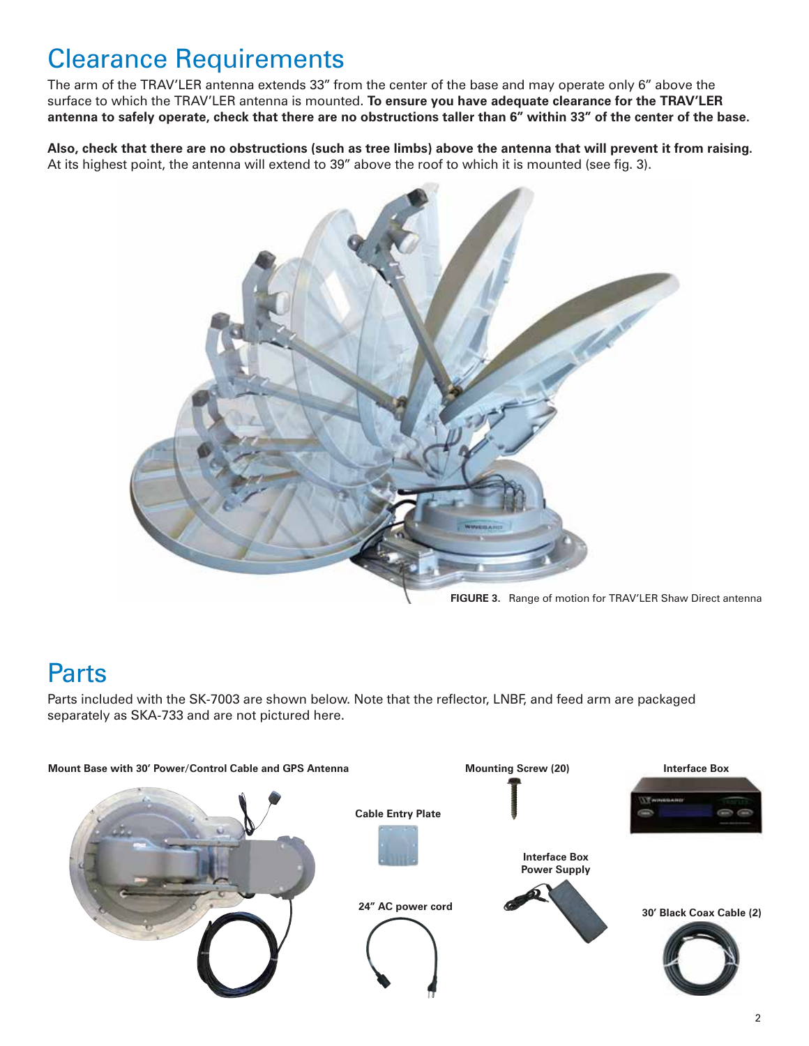# Clearance Requirements

The arm of the TRAV'LER antenna extends 33" from the center of the base and may operate only 6" above the surface to which the TRAV'LER antenna is mounted. **To ensure you have adequate clearance for the TRAV'LER antenna to safely operate, check that there are no obstructions taller than 6" within 33" of the center of the base.**

**Also, check that there are no obstructions (such as tree limbs) above the antenna that will prevent it from raising.** At its highest point, the antenna will extend to 39" above the roof to which it is mounted (see fig. 3).

**FIGURE 3.** Range of motion for TRAV'LER Shaw Direct antenna

# Parts

Parts included with the SK-7003 are shown below. Note that the reflector, LNBF, and feed arm are packaged separately as SKA-733 and are not pictured here.

**Mount Base with 30' Power/Control Cable and GPS Antenna**

**Cable Entry Plate**

**24" AC power cord**

**Mounting Screw (20)**

**Interface Box Power Supply**

**Interface Box**

**30' Black Coax Cable (2)**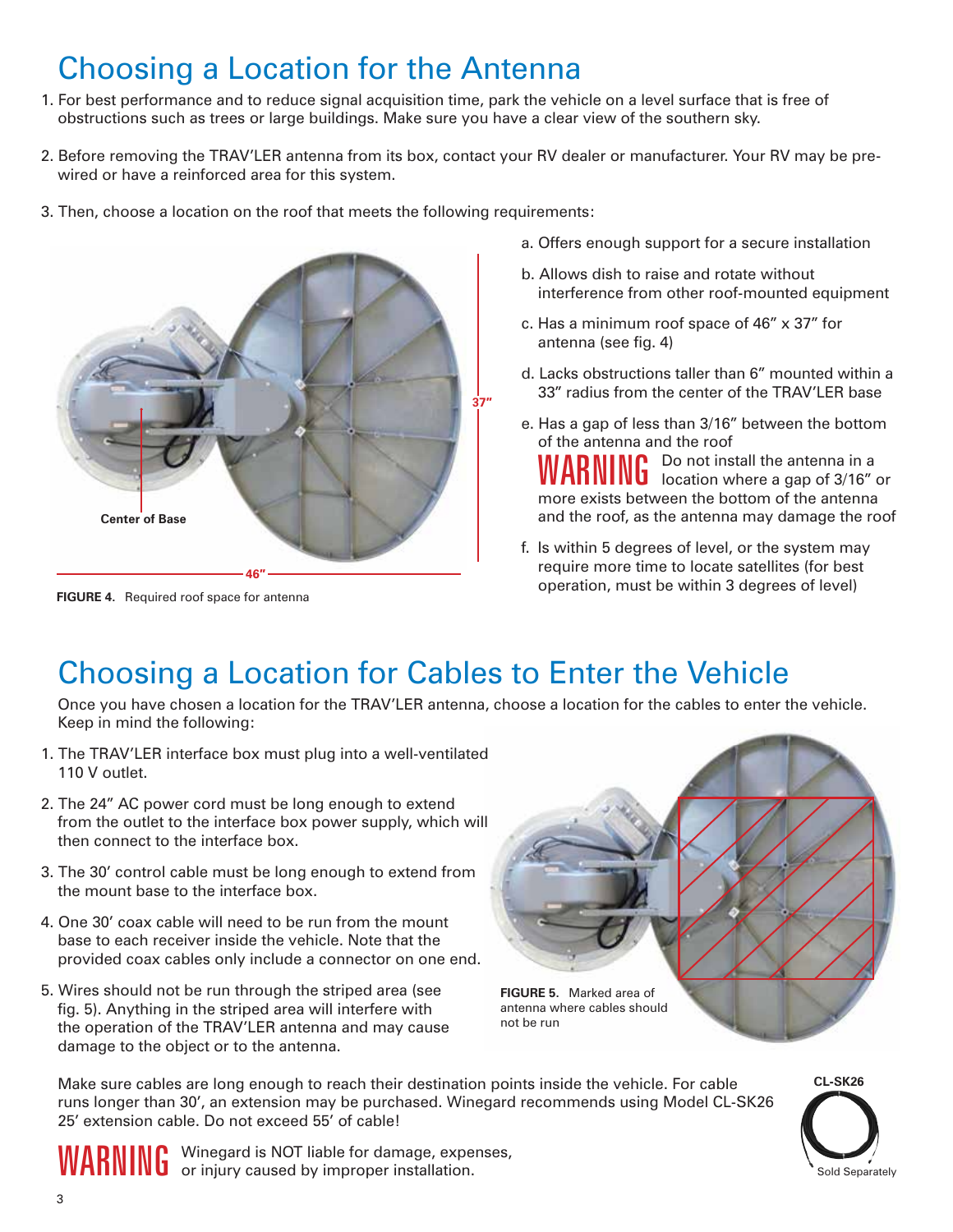# Choosing a Location for the Antenna

1. For best performance and to reduce signal acquisition time, park the vehicle on a level surface that is free of obstructions such as trees or large buildings. Make sure you have a clear view of the southern sky.
2. Before removing the TRAV'LER antenna from its box, contact your RV dealer or manufacturer. Your RV may be pre-wired or have a reinforced area for this system.
3. Then, choose a location on the roof that meets the following requirements:

   a. Offers enough support for a secure installation

   b. Allows dish to raise and rotate without interference from other roof-mounted equipment

   c. Has a minimum roof space of 46" x 37" for antenna (see fig. 4)

   d. Lacks obstructions taller than 6" mounted within a 33" radius from the center of the TRAV'LER base

   e. Has a gap of less than 3/16" between the bottom of the antenna and the roof

   **WARNING** Do not install the antenna in a location where a gap of 3/16" or more exists between the bottom of the antenna and the roof, as the antenna may damage the roof

   f. Is within 5 degrees of level, or the system may require more time to locate satellites (for best operation, must be within 3 degrees of level)

Center of Base

37"

46"

**FIGURE 4.** Required roof space for antenna

# Choosing a Location for Cables to Enter the Vehicle

Once you have chosen a location for the TRAV'LER antenna, choose a location for the cables to enter the vehicle. Keep in mind the following:

1. The TRAV'LER interface box must plug into a well-ventilated 110 V outlet.
2. The 24" AC power cord must be long enough to extend from the outlet to the interface box power supply, which will then connect to the interface box.
3. The 30' control cable must be long enough to extend from the mount base to the interface box.
4. One 30' coax cable will need to be run from the mount base to each receiver inside the vehicle. Note that the provided coax cables only include a connector on one end.
5. Wires should not be run through the striped area (see fig. 5). Anything in the striped area will interfere with the operation of the TRAV'LER antenna and may cause damage to the object or to the antenna.

**FIGURE 5.** Marked area of antenna where cables should not be run

Make sure cables are long enough to reach their destination points inside the vehicle. For cable runs longer than 30', an extension may be purchased. Winegard recommends using Model CL-SK26 25' extension cable. Do not exceed 55' of cable!

CL-SK26

Sold Separately

**WARNING** Winegard is NOT liable for damage, expenses, or injury caused by improper installation.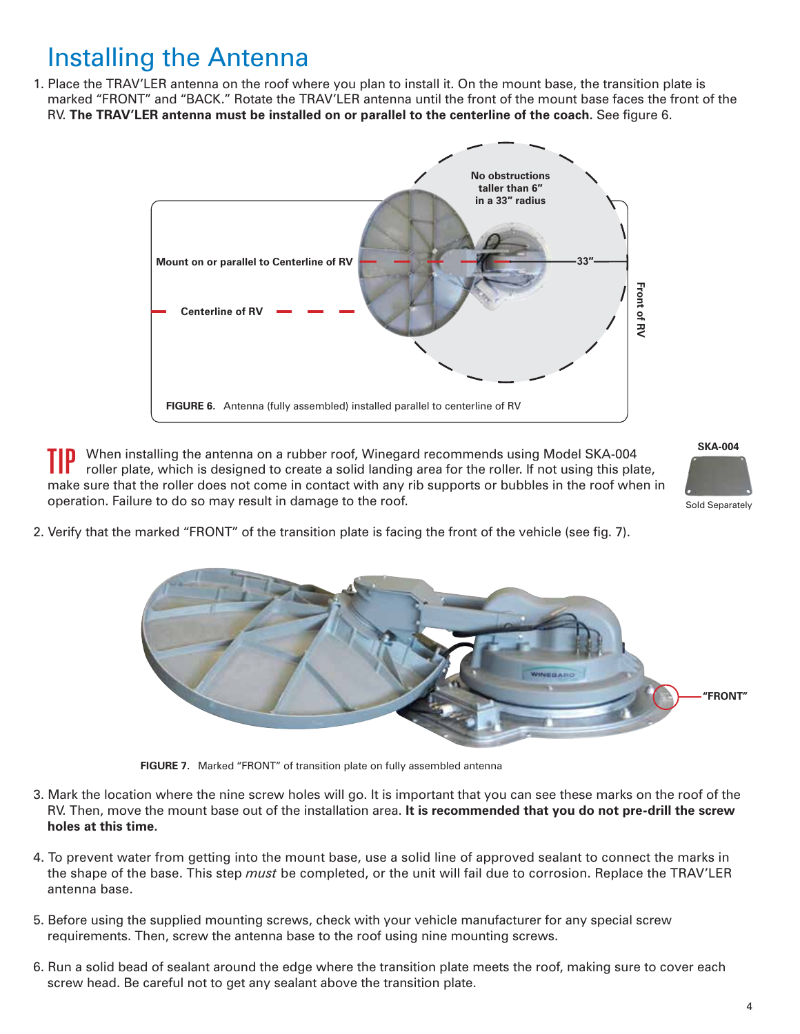# Installing the Antenna

1. Place the TRAV'LER antenna on the roof where you plan to install it. On the mount base, the transition plate is marked "FRONT" and "BACK." Rotate the TRAV'LER antenna until the front of the mount base faces the front of the RV. **The TRAV'LER antenna must be installed on or parallel to the centerline of the coach.** See figure 6.

No obstructions taller than 6" in a 33" radius

Mount on or parallel to Centerline of RV

33"

Centerline of RV

Front of RV

**FIGURE 6.** Antenna (fully assembled) installed parallel to centerline of RV

**TIP** When installing the antenna on a rubber roof, Winegard recommends using Model SKA-004 roller plate, which is designed to create a solid landing area for the roller. If not using this plate, make sure that the roller does not come in contact with any rib supports or bubbles in the roof when in operation. Failure to do so may result in damage to the roof.

**SKA-004**

Sold Separately

2. Verify that the marked "FRONT" of the transition plate is facing the front of the vehicle (see fig. 7).

"FRONT"

**FIGURE 7.** Marked "FRONT" of transition plate on fully assembled antenna

3. Mark the location where the nine screw holes will go. It is important that you can see these marks on the roof of the RV. Then, move the mount base out of the installation area. **It is recommended that you do not pre-drill the screw holes at this time.**

4. To prevent water from getting into the mount base, use a solid line of approved sealant to connect the marks in the shape of the base. This step *must* be completed, or the unit will fail due to corrosion. Replace the TRAV'LER antenna base.

5. Before using the supplied mounting screws, check with your vehicle manufacturer for any special screw requirements. Then, screw the antenna base to the roof using nine mounting screws.

6. Run a solid bead of sealant around the edge where the transition plate meets the roof, making sure to cover each screw head. Be careful not to get any sealant above the transition plate.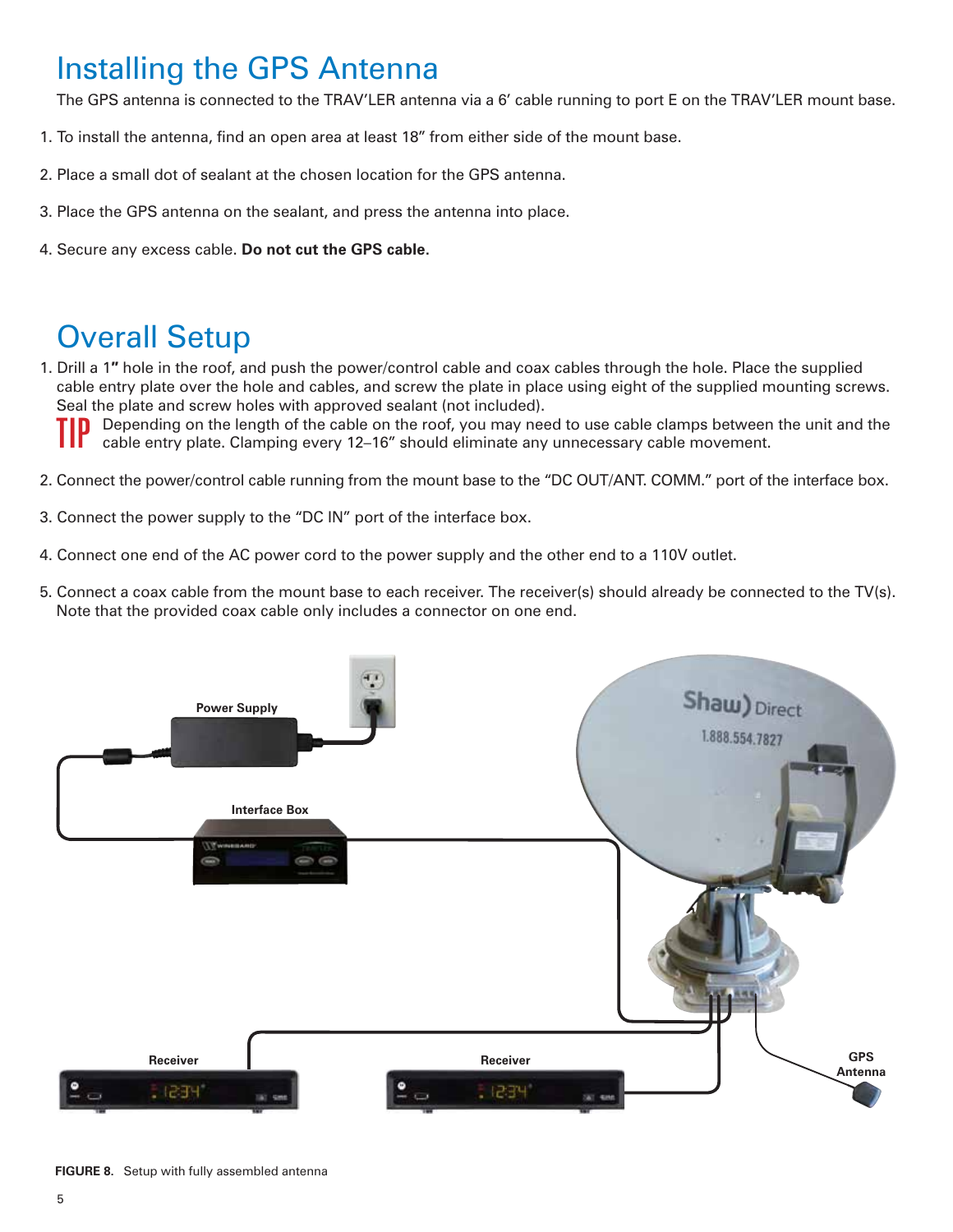# Installing the GPS Antenna

The GPS antenna is connected to the TRAV'LER antenna via a 6' cable running to port E on the TRAV'LER mount base.

1. To install the antenna, find an open area at least 18" from either side of the mount base.
2. Place a small dot of sealant at the chosen location for the GPS antenna.
3. Place the GPS antenna on the sealant, and press the antenna into place.
4. Secure any excess cable. **Do not cut the GPS cable.**

# Overall Setup

1. Drill a **1"** hole in the roof, and push the power/control cable and coax cables through the hole. Place the supplied cable entry plate over the hole and cables, and screw the plate in place using eight of the supplied mounting screws. Seal the plate and screw holes with approved sealant (not included).

   **TIP** Depending on the length of the cable on the roof, you may need to use cable clamps between the unit and the cable entry plate. Clamping every 12–16" should eliminate any unnecessary cable movement.

2. Connect the power/control cable running from the mount base to the "DC OUT/ANT. COMM." port of the interface box.
3. Connect the power supply to the "DC IN" port of the interface box.
4. Connect one end of the AC power cord to the power supply and the other end to a 110V outlet.
5. Connect a coax cable from the mount base to each receiver. The receiver(s) should already be connected to the TV(s). Note that the provided coax cable only includes a connector on one end.

Power Supply

Interface Box

Receiver

Receiver

GPS Antenna

**FIGURE 8.** Setup with fully assembled antenna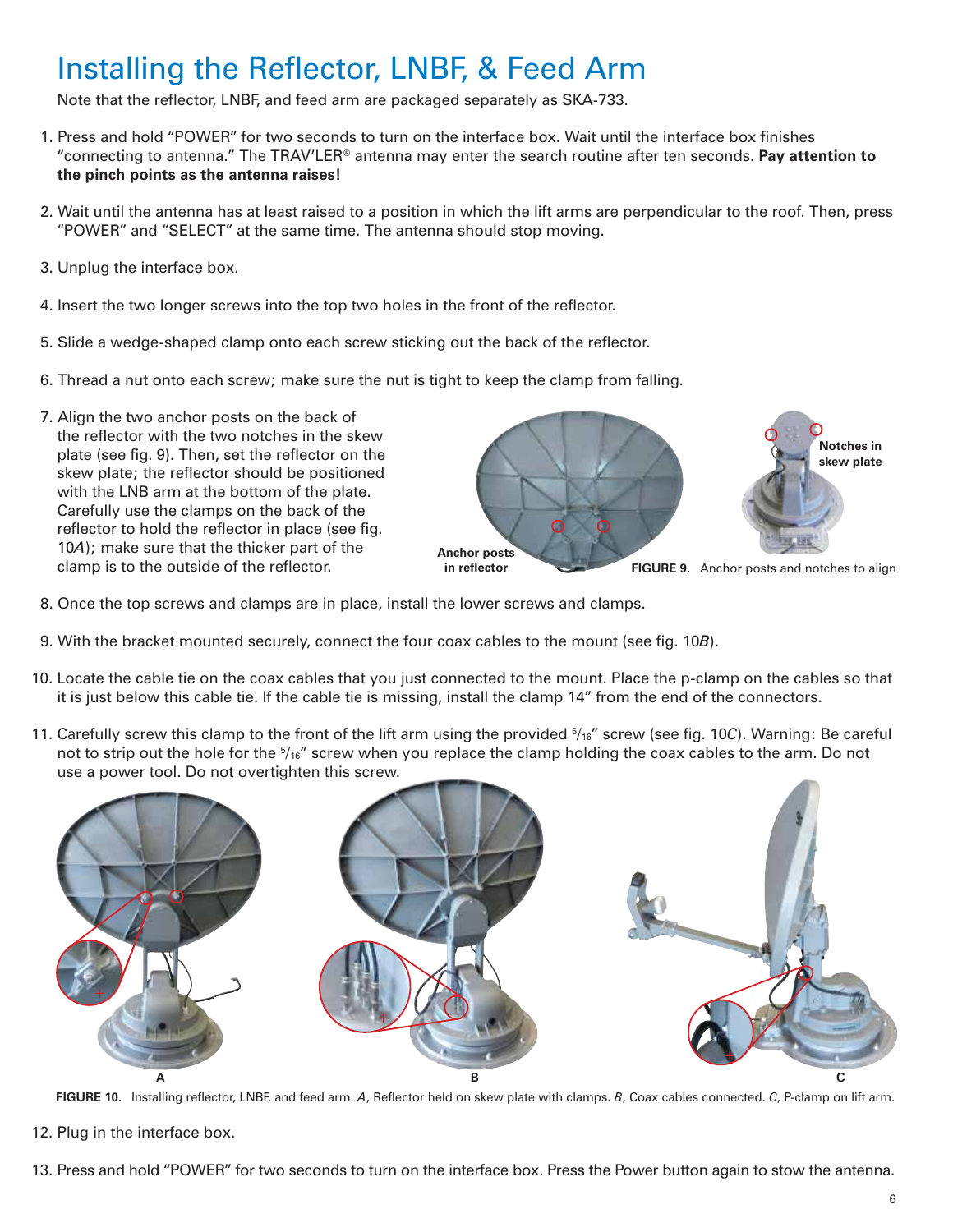# Installing the Reflector, LNBF, & Feed Arm

Note that the reflector, LNBF, and feed arm are packaged separately as SKA-733.

1. Press and hold "POWER" for two seconds to turn on the interface box. Wait until the interface box finishes "connecting to antenna." The TRAV'LER® antenna may enter the search routine after ten seconds. **Pay attention to the pinch points as the antenna raises!**

2. Wait until the antenna has at least raised to a position in which the lift arms are perpendicular to the roof. Then, press "POWER" and "SELECT" at the same time. The antenna should stop moving.

3. Unplug the interface box.

4. Insert the two longer screws into the top two holes in the front of the reflector.

5. Slide a wedge-shaped clamp onto each screw sticking out the back of the reflector.

6. Thread a nut onto each screw; make sure the nut is tight to keep the clamp from falling.

7. Align the two anchor posts on the back of the reflector with the two notches in the skew plate (see fig. 9). Then, set the reflector on the skew plate; the reflector should be positioned with the LNB arm at the bottom of the plate. Carefully use the clamps on the back of the reflector to hold the reflector in place (see fig. 10*A*); make sure that the thicker part of the clamp is to the outside of the reflector.

**Anchor posts in reflector**

**Notches in skew plate**

**FIGURE 9.** Anchor posts and notches to align

8. Once the top screws and clamps are in place, install the lower screws and clamps.

9. With the bracket mounted securely, connect the four coax cables to the mount (see fig. 10*B*).

10. Locate the cable tie on the coax cables that you just connected to the mount. Place the p-clamp on the cables so that it is just below this cable tie. If the cable tie is missing, install the clamp 14" from the end of the connectors.

11. Carefully screw this clamp to the front of the lift arm using the provided 5/16" screw (see fig. 10*C*). Warning: Be careful not to strip out the hole for the 5/16" screw when you replace the clamp holding the coax cables to the arm. Do not use a power tool. Do not overtighten this screw.

A

B

C

**FIGURE 10.** Installing reflector, LNBF, and feed arm. *A*, Reflector held on skew plate with clamps. *B*, Coax cables connected. *C*, P-clamp on lift arm.

12. Plug in the interface box.

13. Press and hold "POWER" for two seconds to turn on the interface box. Press the Power button again to stow the antenna.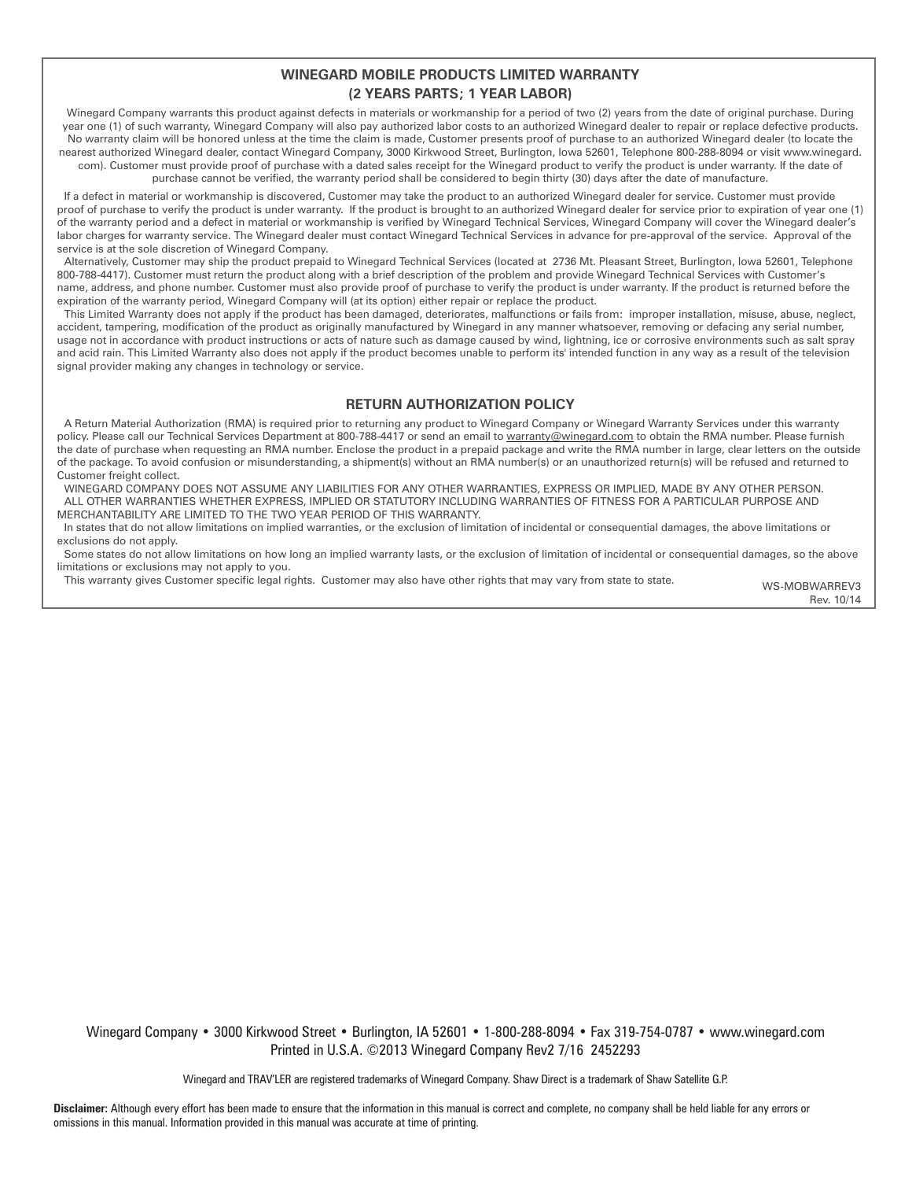## WINEGARD MOBILE PRODUCTS LIMITED WARRANTY
## (2 YEARS PARTS; 1 YEAR LABOR)

Winegard Company warrants this product against defects in materials or workmanship for a period of two (2) years from the date of original purchase. During year one (1) of such warranty, Winegard Company will also pay authorized labor costs to an authorized Winegard dealer to repair or replace defective products. No warranty claim will be honored unless at the time the claim is made, Customer presents proof of purchase to an authorized Winegard dealer (to locate the nearest authorized Winegard dealer, contact Winegard Company, 3000 Kirkwood Street, Burlington, Iowa 52601, Telephone 800-288-8094 or visit www.winegard.com). Customer must provide proof of purchase with a dated sales receipt for the Winegard product to verify the product is under warranty. If the date of purchase cannot be verified, the warranty period shall be considered to begin thirty (30) days after the date of manufacture.

If a defect in material or workmanship is discovered, Customer may take the product to an authorized Winegard dealer for service. Customer must provide proof of purchase to verify the product is under warranty. If the product is brought to an authorized Winegard dealer for service prior to expiration of year one (1) of the warranty period and a defect in material or workmanship is verified by Winegard Technical Services, Winegard Company will cover the Winegard dealer's labor charges for warranty service. The Winegard dealer must contact Winegard Technical Services in advance for pre-approval of the service. Approval of the service is at the sole discretion of Winegard Company.

Alternatively, Customer may ship the product prepaid to Winegard Technical Services (located at 2736 Mt. Pleasant Street, Burlington, Iowa 52601, Telephone 800-788-4417). Customer must return the product along with a brief description of the problem and provide Winegard Technical Services with Customer's name, address, and phone number. Customer must also provide proof of purchase to verify the product is under warranty. If the product is returned before the expiration of the warranty period, Winegard Company will (at its option) either repair or replace the product.

This Limited Warranty does not apply if the product has been damaged, deteriorates, malfunctions or fails from: improper installation, misuse, abuse, neglect, accident, tampering, modification of the product as originally manufactured by Winegard in any manner whatsoever, removing or defacing any serial number, usage not in accordance with product instructions or acts of nature such as damage caused by wind, lightning, ice or corrosive environments such as salt spray and acid rain. This Limited Warranty also does not apply if the product becomes unable to perform its' intended function in any way as a result of the television signal provider making any changes in technology or service.

## RETURN AUTHORIZATION POLICY

A Return Material Authorization (RMA) is required prior to returning any product to Winegard Company or Winegard Warranty Services under this warranty policy. Please call our Technical Services Department at 800-788-4417 or send an email to warranty@winegard.com to obtain the RMA number. Please furnish the date of purchase when requesting an RMA number. Enclose the product in a prepaid package and write the RMA number in large, clear letters on the outside of the package. To avoid confusion or misunderstanding, a shipment(s) without an RMA number(s) or an unauthorized return(s) will be refused and returned to Customer freight collect.

WINEGARD COMPANY DOES NOT ASSUME ANY LIABILITIES FOR ANY OTHER WARRANTIES, EXPRESS OR IMPLIED, MADE BY ANY OTHER PERSON.

ALL OTHER WARRANTIES WHETHER EXPRESS, IMPLIED OR STATUTORY INCLUDING WARRANTIES OF FITNESS FOR A PARTICULAR PURPOSE AND MERCHANTABILITY ARE LIMITED TO THE TWO YEAR PERIOD OF THIS WARRANTY.

In states that do not allow limitations on implied warranties, or the exclusion of limitation of incidental or consequential damages, the above limitations or exclusions do not apply.

Some states do not allow limitations on how long an implied warranty lasts, or the exclusion of limitation of incidental or consequential damages, so the above limitations or exclusions may not apply to you.

This warranty gives Customer specific legal rights. Customer may also have other rights that may vary from state to state.

WS-MOBWARREV3
Rev. 10/14

Winegard Company • 3000 Kirkwood Street • Burlington, IA 52601 • 1-800-288-8094 • Fax 319-754-0787 • www.winegard.com
Printed in U.S.A. ©2013 Winegard Company Rev2 7/16 2452293

Winegard and TRAV'LER are registered trademarks of Winegard Company. Shaw Direct is a trademark of Shaw Satellite G.P.

**Disclaimer:** Although every effort has been made to ensure that the information in this manual is correct and complete, no company shall be held liable for any errors or omissions in this manual. Information provided in this manual was accurate at time of printing.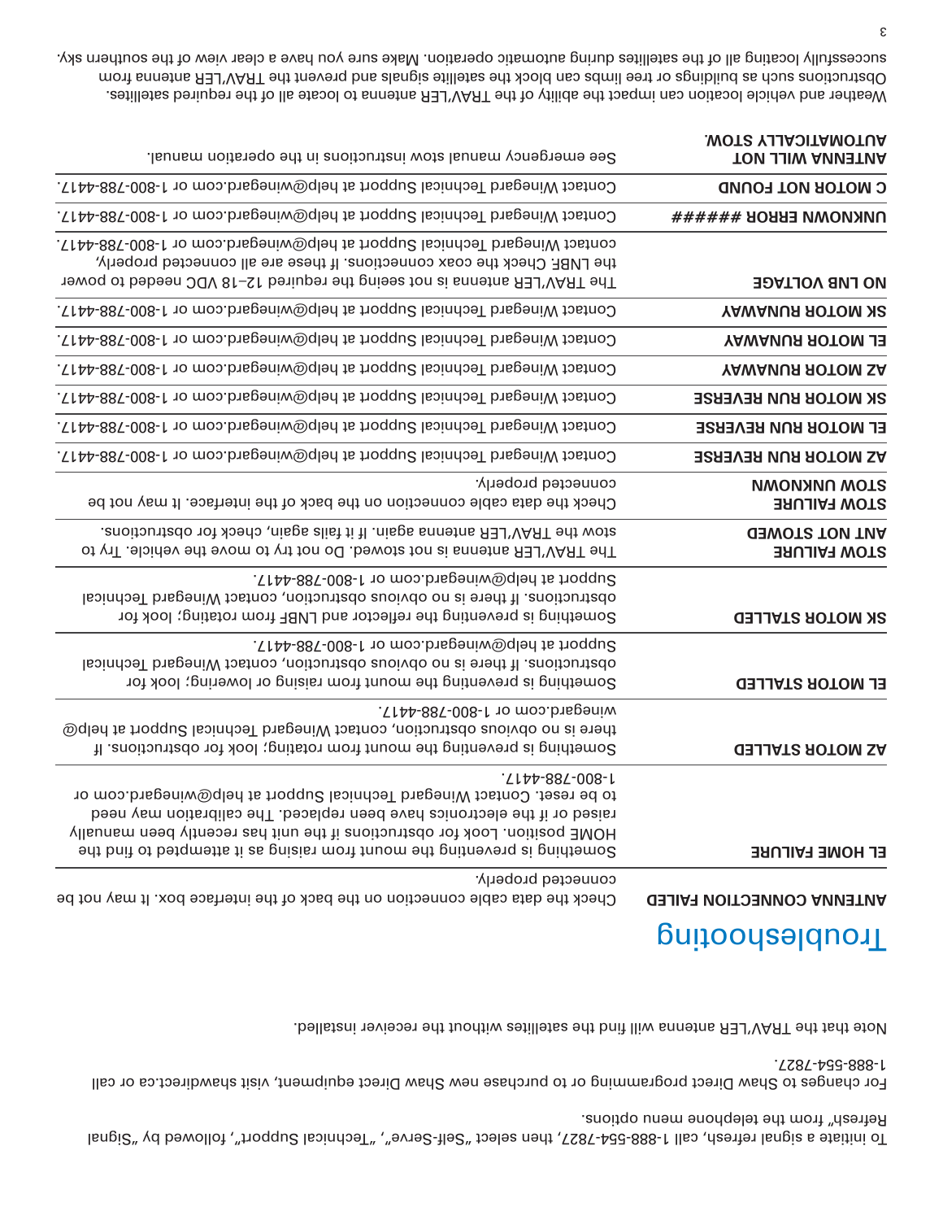To initiate a signal refresh, call 1-888-554-7827, then select "Self-Serve", "Technical Support", followed by "Signal Refresh" from the telephone menu options.

For changes to Shaw Direct programming or to purchase new Shaw Direct equipment, visit shawdirect.ca or call 1-888-554-7827.

Note that the TRAV'LER antenna will find the satellites without the receiver installed.

# Troubleshooting

| | |
|---|---|
| **ANTENNA CONNECTION FAILED** | Check the data cable connection on the back of the interface box. It may not be connected properly. |
| **EL HOME FAILURE** | Something is preventing the mount from raising as it attempted to find the HOME position. Look for obstructions if the unit has recently been manually raised or if the electronics have been replaced. The calibration may need to be reset. Contact Winegard Technical Support at help@winegard.com or 1-800-788-4417. |
| **AZ MOTOR STALLED** | Something is preventing the mount from rotating; look for obstructions. If there is no obvious obstruction, contact Winegard Technical Support at help@winegard.com or 1-800-788-4417. |
| **EL MOTOR STALLED** | Something is preventing the mount from raising or lowering; look for obstructions. If there is no obvious obstruction, contact Winegard Technical Support at help@winegard.com or 1-800-788-4417. |
| **SK MOTOR STALLED** | Something is preventing the reflector and LNBF from rotating; look for obstructions. If there is no obvious obstruction, contact Winegard Technical Support at help@winegard.com or 1-800-788-4417. |
| **STOW FAILURE ANT NOT STOWED** | The TRAV'LER antenna is not stowed. Do not try to move the vehicle. Try to stow the TRAV'LER antenna again. If it fails again, check for obstructions. |
| **STOW FAILURE STOW UNKNOWN** | Check the data cable connection on the back of the interface. It may not be connected properly. |
| **AZ MOTOR RUN REVERSE** | Contact Winegard Technical Support at help@winegard.com or 1-800-788-4417. |
| **EL MOTOR RUN REVERSE** | Contact Winegard Technical Support at help@winegard.com or 1-800-788-4417. |
| **SK MOTOR RUN REVERSE** | Contact Winegard Technical Support at help@winegard.com or 1-800-788-4417. |
| **AZ MOTOR RUNAWAY** | Contact Winegard Technical Support at help@winegard.com or 1-800-788-4417. |
| **EL MOTOR RUNAWAY** | Contact Winegard Technical Support at help@winegard.com or 1-800-788-4417. |
| **SK MOTOR RUNAWAY** | Contact Winegard Technical Support at help@winegard.com or 1-800-788-4417. |
| **NO LNB VOLTAGE** | The TRAV'LER antenna is not seeing the required 12–18 VDC needed to power the LNBF. Check the coax connections. If these are all connected properly, contact Winegard Technical Support at help@winegard.com or 1-800-788-4417. |
| **UNKNOWN ERROR #####** | Contact Winegard Technical Support at help@winegard.com or 1-800-788-4417. |
| **C MOTOR NOT FOUND** | Contact Winegard Technical Support at help@winegard.com or 1-800-788-4417. |
| **ANTENNA WILL NOT AUTOMATICALLY STOW.** | See emergency manual stow instructions in the operation manual. |

Weather and vehicle location can impact the ability of the TRAV'LER antenna to locate all of the required satellites. Obstructions such as buildings or tree limbs can block the satellite signals and prevent the TRAV'LER antenna from successfully locating all of the satellites during automatic operation. Make sure you have a clear view of the southern sky.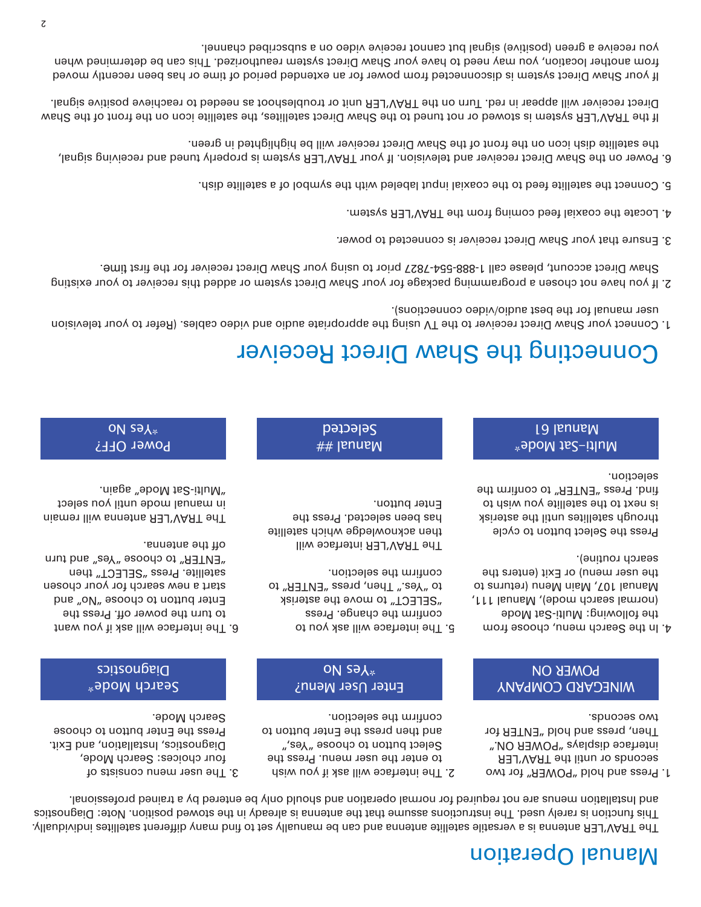# Manual Operation

The TRAV'LER antenna is a versatile satellite antenna and can be manually set to find many different satellites individually. This function is rarely used. The instructions assume that the antenna is already in the stowed position. Note: Diagnostics and Installation menus are not required for normal operation and should only be entered by a trained professional.

1. Press and hold "POWER" for two seconds or until the TRAV'LER interface displays "POWER ON." Then, press and hold "ENTER" for two seconds.

WINEGARD COMPANY
POWER ON

2. The interface will ask if you wish to enter the user menu. Press the Select button to choose "Yes," and then press the Enter button to confirm the selection.

Enter User Menu?
*Yes No

3. The user menu consists of four choices: Search Mode, Diagnostics, Installation, and Exit. Press the Enter button to choose Search Mode.

Search Mode*
Diagnostics

4. In the Search menu, choose from the following: Multi-Sat Mode (normal search mode), Manual 111, Manual 107, Main Menu (returns to the user menu) or Exit (enters the search routine).

Press the Select button to cycle through satellites until the asterisk is next to the satellite you wish to find. Press "ENTER" to confirm the selection.

Multi-Sat Mode*
Manual 61

5. The interface will ask you to confirm the change. Press "SELECT" to move the asterisk to "Yes." Then, press "ENTER" to confirm the selection.

The TRAV'LER interface will then acknowledge which satellite has been selected. Press the Enter button.

Manual ##
Selected

6. The interface will ask if you want to turn the power off. Press the Enter button to choose "No" and start a new search for your chosen satellite. Press "SELECT" then "ENTER" to choose "Yes" and turn off the antenna.

The TRAV'LER antenna will remain in manual mode until you select "Multi-Sat Mode" again.

Power OFF?
*Yes No

# Connecting the Shaw Direct Receiver

1. Connect your Shaw Direct receiver to the TV using the appropriate audio and video cables. (Refer to your television user manual for the best audio/video connections).
2. If you have not chosen a programming package for your Shaw Direct system or added this receiver to your existing Shaw Direct account, please call 1-888-554-7827 prior to using your Shaw Direct receiver for the first time.
3. Ensure that your Shaw Direct receiver is connected to power.
4. Locate the coaxial feed coming from the TRAV'LER system.
5. Connect the satellite feed to the coaxial input labeled with the symbol of a satellite dish.
6. Power on the Shaw Direct receiver and television. If your TRAV'LER system is properly tuned and receiving signal, the satellite dish icon on the front of the Shaw Direct receiver will be highlighted in green.

If the TRAV'LER system is stowed or not tuned to the Shaw Direct satellites, the satellite icon on the front of the Shaw Direct receiver will appear in red. Turn on the TRAV'LER unit or troubleshoot as needed to reachieve positive signal.

If your Shaw Direct system is disconnected from power for an extended period of time or has been recently moved from another location, you may need to have your Shaw Direct system reauthorized. This can be determined when you receive a green (positive) signal but cannot receive video on a subscribed channel.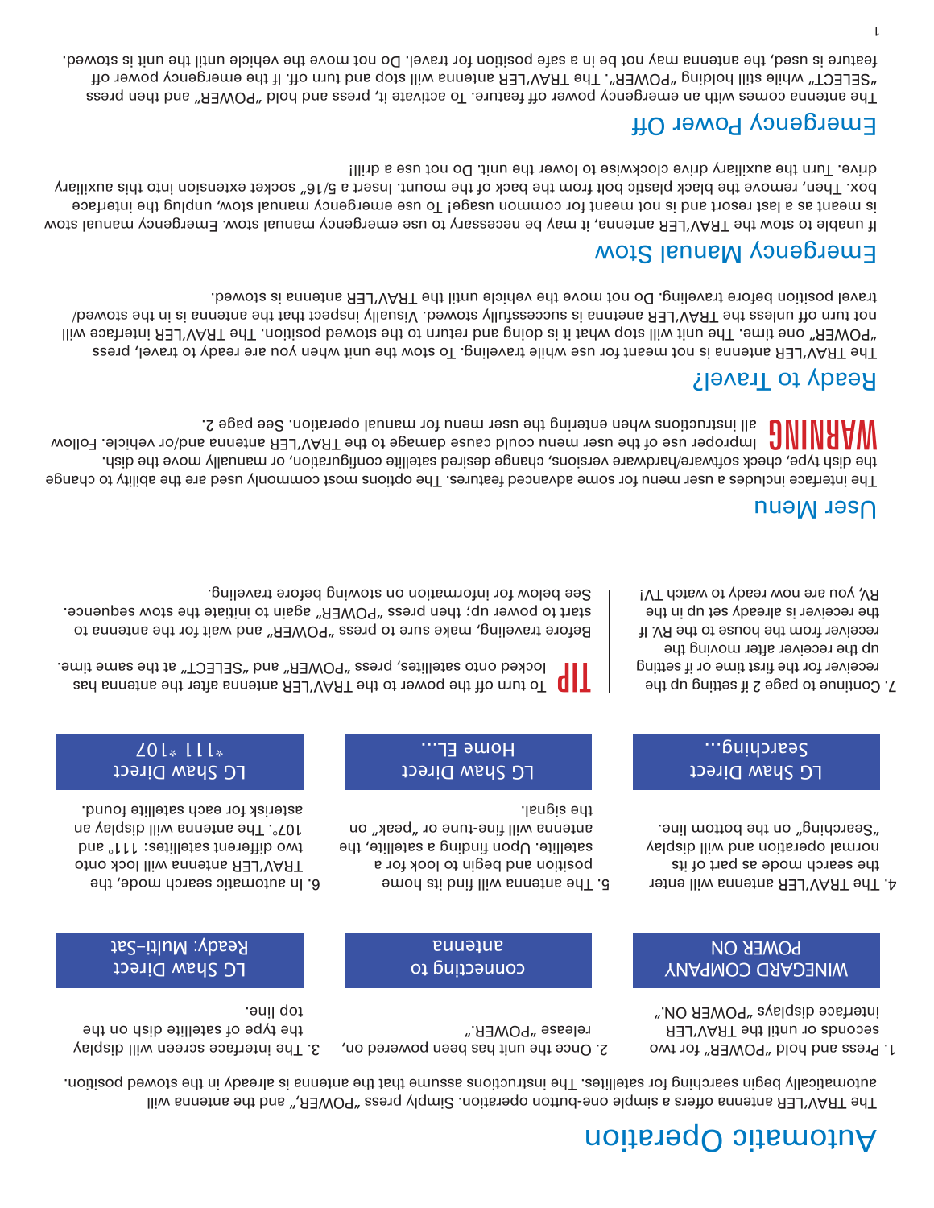# Automatic Operation

The TRAV'LER antenna offers a simple one-button operation. Simply press "POWER," and the antenna will automatically begin searching for satellites. The instructions assume that the antenna is already in the stowed position.

1. Press and hold "POWER" for two seconds or until the TRAV'LER interface displays "POWER ON."

   WINEGARD COMPANY
   POWER ON

2. Once the unit has been powered on, release "POWER."

   connecting to
   antenna

3. The interface screen will display the type of satellite dish on the top line.

   LG Shaw Direct
   Ready: Multi-Sat

4. The TRAV'LER antenna will enter the search mode as part of its normal operation and will display "Searching" on the bottom line.

   LG Shaw Direct
   Searching...

5. The antenna will find its home position and begin to look for a satellite. Upon finding a satellite, the antenna will fine-tune or "peak" on the signal.

   LG Shaw Direct
   Home El...

6. In automatic search mode, the TRAV'LER antenna will lock onto two different satellites: 111° and 107°. The antenna will display an asterisk for each satellite found.

   LG Shaw Direct
   *111 *107

7. Continue to page 2 if setting up the receiver for the first time or if setting up the receiver after moving the receiver from the house to the RV. If the receiver is already set up in the RV, you are now ready to watch TV!

**TIP** To turn off the power to the TRAV'LER antenna after the antenna has locked onto satellites, press "POWER" and "SELECT" at the same time.

Before traveling, make sure to press "POWER" and wait for the antenna to start to power up; then press "POWER" again to initiate the stow sequence. See below for information on stowing before traveling.

# User Menu

The interface includes a user menu for some advanced features. The options most commonly used are the ability to change the dish type, check software/hardware versions, change desired satellite configuration, or manually move the dish.

**WARNING** Improper use of the user menu could cause damage to the TRAV'LER antenna and/or vehicle. Follow all instructions when entering the user menu for manual operation. See page 2.

# Ready to Travel?

The TRAV'LER antenna is not meant for use while traveling. To stow the unit when you are ready to travel, press "POWER" one time. The unit will stop what it is doing and return to the stowed position. The TRAV'LER interface will not turn off unless the TRAV'LER anetnna is successfully stowed. Visually inspect that the antenna is in the stowed/travel position before traveling. Do not move the vehicle until the TRAV'LER antenna is stowed.

# Emergency Manual Stow

If unable to stow the TRAV'LER antenna, it may be necessary to use emergency manual stow. Emergency manual stow is meant as a last resort and is not meant for common usage! To use emergency manual stow, unplug the interface box. Then, remove the black plastic bolt from the back of the mount. Insert a 5/16" socket extension into this auxiliary drive. Turn the auxiliary drive clockwise to lower the unit. Do not use a drill!

# Emergency Power Off

The antenna comes with an emergency power off feature. To activate it, press and hold "POWER" and then press "SELECT" while still holding "POWER". The TRAV'LER antenna will stop and turn off. If the emergency power off feature is used, the antenna may not be in a safe position for travel. Do not move the vehicle until the unit is stowed.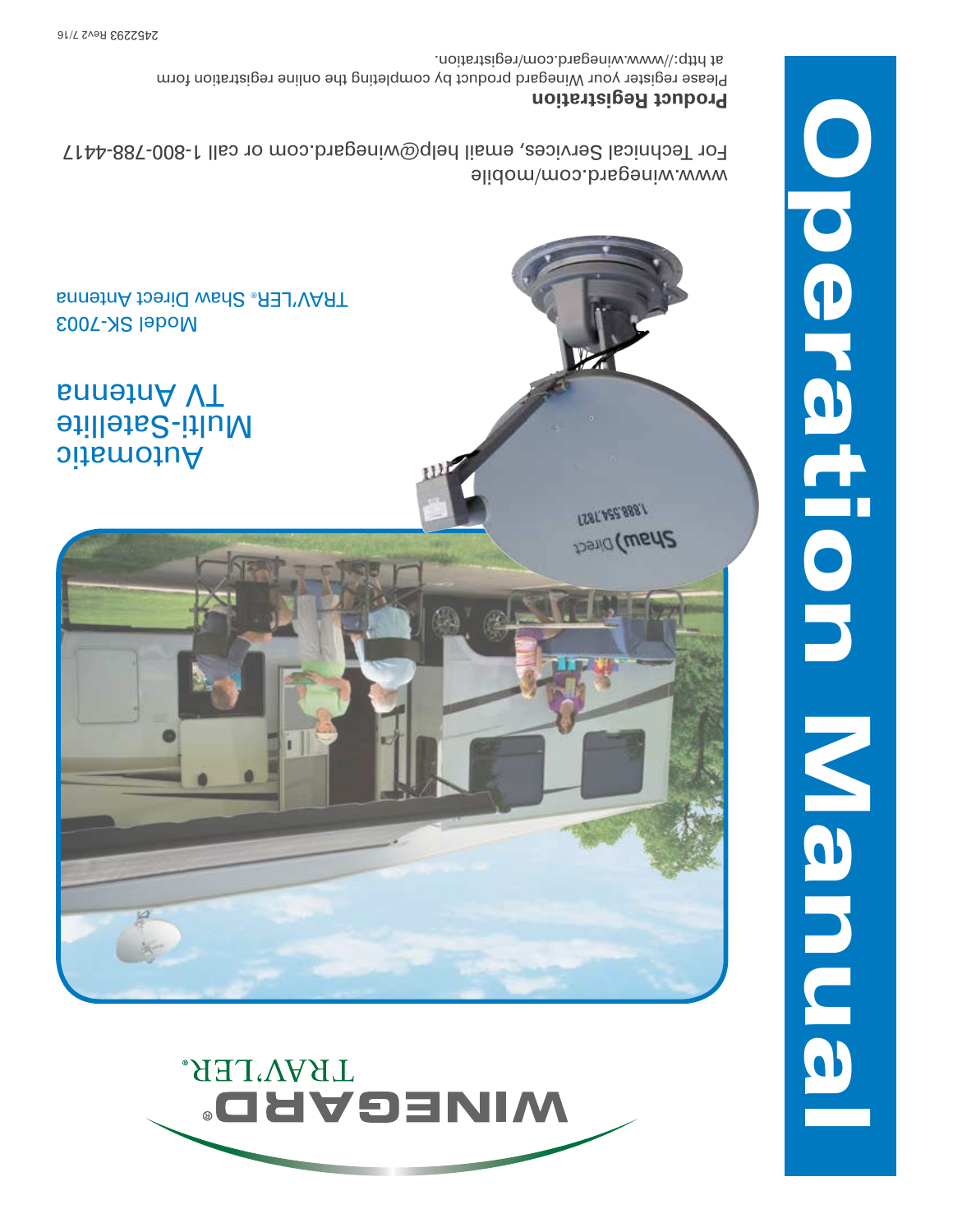# Operation Manual

WINEGARD®
TRAV'LER®

Automatic
Muiti-Satellite
TV Antenna

Model SK-7003
TRAV'LER® Shaw Direct Antenna

www.winegard.com/mobile
For Technical Services, email help@winegard.com or call 1-800-788-4417

**Product Registration**
Please register your Winegard product by completing the online registration form at http://www.winegard.com/registration.

2452293 Rev2 7/16